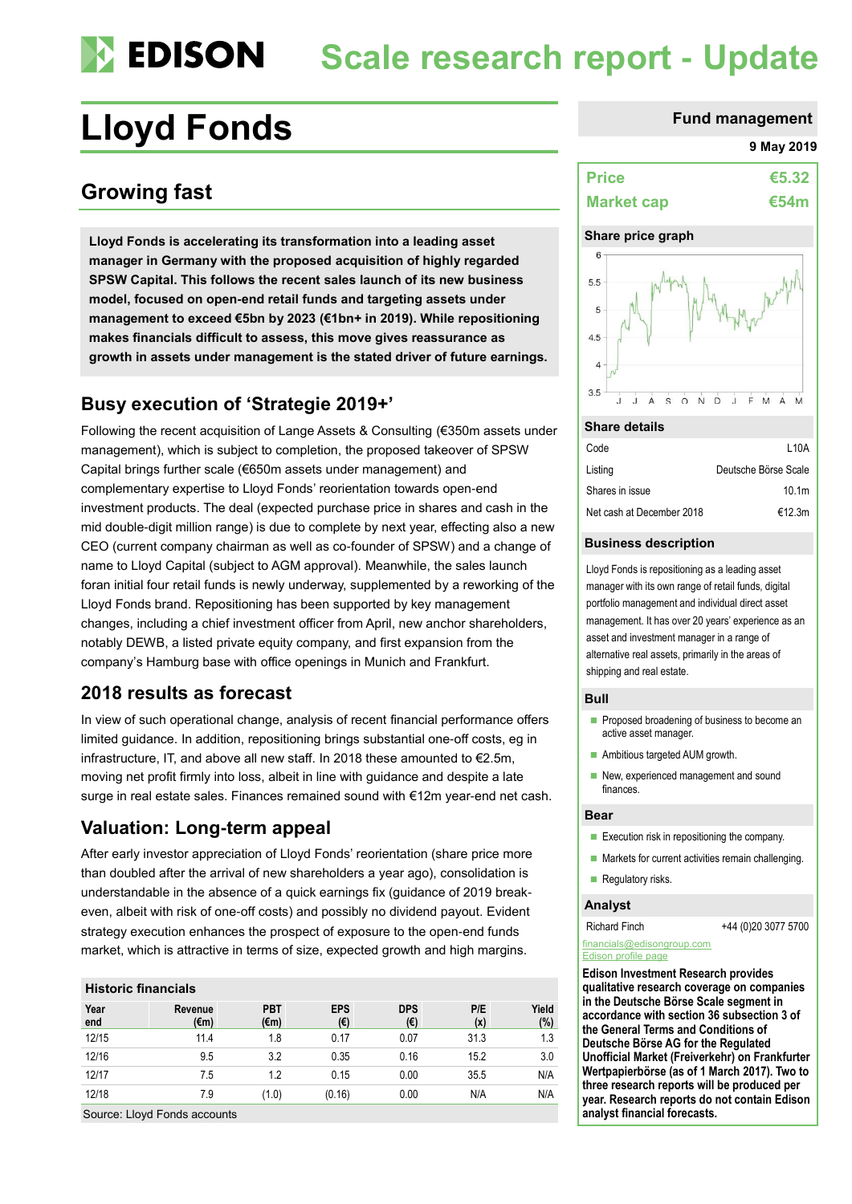# Lloyd Fonds

**Scale research report - Update**

**Fund management**

**9 May 2019**

## Growing fast

**Lloyd Fonds is accelerating its transformation into a leading asset manager in Germany with the proposed acquisition of highly regarded SPSW Capital. This follows the recent sales launch of its new business model, focused on open-end retail funds and targeting assets under management to exceed €5bn by 2023 (€1bn+ in 2019). While repositioning makes financials difficult to assess, this move gives reassurance as growth in assets under management is the stated driver of future earnings.**

### Busy execution of 'Strategie 2019+'

Following the recent acquisition of Lange Assets & Consulting (€350m assets under management), which is subject to completion, the proposed takeover of SPSW Capital brings further scale (€650m assets under management) and complementary expertise to Lloyd Fonds' reorientation towards open-end investment products. The deal (expected purchase price in shares and cash in the mid double-digit million range) is due to complete by next year, effecting also a new CEO (current company chairman as well as co-founder of SPSW) and a change of name to Lloyd Capital (subject to AGM approval). Meanwhile, the sales launch foran initial four retail funds is newly underway, supplemented by a reworking of the Lloyd Fonds brand. Repositioning has been supported by key management changes, including a chief investment officer from April, new anchor shareholders, notably DEWB, a listed private equity company, and first expansion from the company's Hamburg base with office openings in Munich and Frankfurt.

### 2018 results as forecast

In view of such operational change, analysis of recent financial performance offers limited guidance. In addition, repositioning brings substantial one-off costs, eg in infrastructure, IT, and above all new staff. In 2018 these amounted to €2.5m, moving net profit firmly into loss, albeit in line with guidance and despite a late surge in real estate sales. Finances remained sound with €12m year-end net cash.

### Valuation: Long-term appeal

After early investor appreciation of Lloyd Fonds' reorientation (share price more than doubled after the arrival of new shareholders a year ago), consolidation is understandable in the absence of a quick earnings fix (guidance of 2019 break-even, albeit with risk of one-off costs) and possibly no dividend payout. Evident strategy execution enhances the prospect of exposure to the open-end funds market, which is attractive in terms of size, expected growth and high margins.

**Historic financials**

| Year end | Revenue (€m) | PBT (€m) | EPS (€) | DPS (€) | P/E (x) | Yield (%) |
|---|---|---|---|---|---|---|
| 12/15 | 11.4 | 1.8 | 0.17 | 0.07 | 31.3 | 1.3 |
| 12/16 | 9.5 | 3.2 | 0.35 | 0.16 | 15.2 | 3.0 |
| 12/17 | 7.5 | 1.2 | 0.15 | 0.00 | 35.5 | N/A |
| 12/18 | 7.9 | (1.0) | (0.16) | 0.00 | N/A | N/A |

Source: Lloyd Fonds accounts

| | |
|---|---|
| **Price** | **€5.32** |
| **Market cap** | **€54m** |

**Share price graph**

**Share details**

| | |
|---|---|
| Code | L10A |
| Listing | Deutsche Börse Scale |
| Shares in issue | 10.1m |
| Net cash at December 2018 | €12.3m |

**Business description**

Lloyd Fonds is repositioning as a leading asset manager with its own range of retail funds, digital portfolio management and individual direct asset management. It has over 20 years' experience as an asset and investment manager in a range of alternative real assets, primarily in the areas of shipping and real estate.

**Bull**

- Proposed broadening of business to become an active asset manager.
- Ambitious targeted AUM growth.
- New, experienced management and sound finances.

**Bear**

- Execution risk in repositioning the company.
- Markets for current activities remain challenging.
- Regulatory risks.

**Analyst**

Richard Finch +44 (0)20 3077 5700

financials@edisongroup.com

Edison profile page

**Edison Investment Research provides qualitative research coverage on companies in the Deutsche Börse Scale segment in accordance with section 36 subsection 3 of the General Terms and Conditions of Deutsche Börse AG for the Regulated Unofficial Market (Freiverkehr) on Frankfurter Wertpapierbörse (as of 1 March 2017). Two to three research reports will be produced per year. Research reports do not contain Edison analyst financial forecasts.**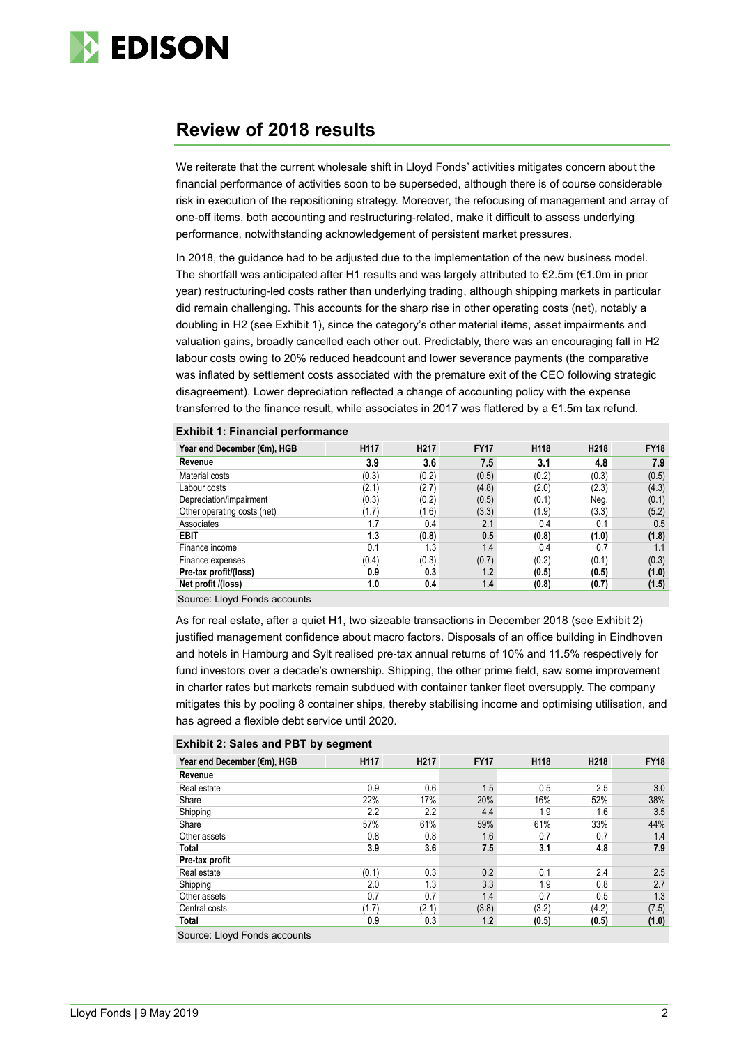## Review of 2018 results

We reiterate that the current wholesale shift in Lloyd Fonds' activities mitigates concern about the financial performance of activities soon to be superseded, although there is of course considerable risk in execution of the repositioning strategy. Moreover, the refocusing of management and array of one-off items, both accounting and restructuring-related, make it difficult to assess underlying performance, notwithstanding acknowledgement of persistent market pressures.

In 2018, the guidance had to be adjusted due to the implementation of the new business model. The shortfall was anticipated after H1 results and was largely attributed to €2.5m (€1.0m in prior year) restructuring-led costs rather than underlying trading, although shipping markets in particular did remain challenging. This accounts for the sharp rise in other operating costs (net), notably a doubling in H2 (see Exhibit 1), since the category's other material items, asset impairments and valuation gains, broadly cancelled each other out. Predictably, there was an encouraging fall in H2 labour costs owing to 20% reduced headcount and lower severance payments (the comparative was inflated by settlement costs associated with the premature exit of the CEO following strategic disagreement). Lower depreciation reflected a change of accounting policy with the expense transferred to the finance result, while associates in 2017 was flattered by a €1.5m tax refund.

**Exhibit 1: Financial performance**

| Year end December (€m), HGB | H117 | H217 | FY17 | H118 | H218 | FY18 |
|---|---|---|---|---|---|---|
| **Revenue** | **3.9** | **3.6** | **7.5** | **3.1** | **4.8** | **7.9** |
| Material costs | (0.3) | (0.2) | (0.5) | (0.2) | (0.3) | (0.5) |
| Labour costs | (2.1) | (2.7) | (4.8) | (2.0) | (2.3) | (4.3) |
| Depreciation/impairment | (0.3) | (0.2) | (0.5) | (0.1) | Neg. | (0.1) |
| Other operating costs (net) | (1.7) | (1.6) | (3.3) | (1.9) | (3.3) | (5.2) |
| Associates | 1.7 | 0.4 | 2.1 | 0.4 | 0.1 | 0.5 |
| **EBIT** | **1.3** | **(0.8)** | **0.5** | **(0.8)** | **(1.0)** | **(1.8)** |
| Finance income | 0.1 | 1.3 | 1.4 | 0.4 | 0.7 | 1.1 |
| Finance expenses | (0.4) | (0.3) | (0.7) | (0.2) | (0.1) | (0.3) |
| **Pre-tax profit/(loss)** | **0.9** | **0.3** | **1.2** | **(0.5)** | **(0.5)** | **(1.0)** |
| **Net profit /(loss)** | **1.0** | **0.4** | **1.4** | **(0.8)** | **(0.7)** | **(1.5)** |

Source: Lloyd Fonds accounts

As for real estate, after a quiet H1, two sizeable transactions in December 2018 (see Exhibit 2) justified management confidence about macro factors. Disposals of an office building in Eindhoven and hotels in Hamburg and Sylt realised pre-tax annual returns of 10% and 11.5% respectively for fund investors over a decade's ownership. Shipping, the other prime field, saw some improvement in charter rates but markets remain subdued with container tanker fleet oversupply. The company mitigates this by pooling 8 container ships, thereby stabilising income and optimising utilisation, and has agreed a flexible debt service until 2020.

**Exhibit 2: Sales and PBT by segment**

| Year end December (€m), HGB | H117 | H217 | FY17 | H118 | H218 | FY18 |
|---|---|---|---|---|---|---|
| **Revenue** | | | | | | |
| Real estate | 0.9 | 0.6 | 1.5 | 0.5 | 2.5 | 3.0 |
| Share | 22% | 17% | 20% | 16% | 52% | 38% |
| Shipping | 2.2 | 2.2 | 4.4 | 1.9 | 1.6 | 3.5 |
| Share | 57% | 61% | 59% | 61% | 33% | 44% |
| Other assets | 0.8 | 0.8 | 1.6 | 0.7 | 0.7 | 1.4 |
| **Total** | **3.9** | **3.6** | **7.5** | **3.1** | **4.8** | **7.9** |
| **Pre-tax profit** | | | | | | |
| Real estate | (0.1) | 0.3 | 0.2 | 0.1 | 2.4 | 2.5 |
| Shipping | 2.0 | 1.3 | 3.3 | 1.9 | 0.8 | 2.7 |
| Other assets | 0.7 | 0.7 | 1.4 | 0.7 | 0.5 | 1.3 |
| Central costs | (1.7) | (2.1) | (3.8) | (3.2) | (4.2) | (7.5) |
| **Total** | **0.9** | **0.3** | **1.2** | **(0.5)** | **(0.5)** | **(1.0)** |

Source: Lloyd Fonds accounts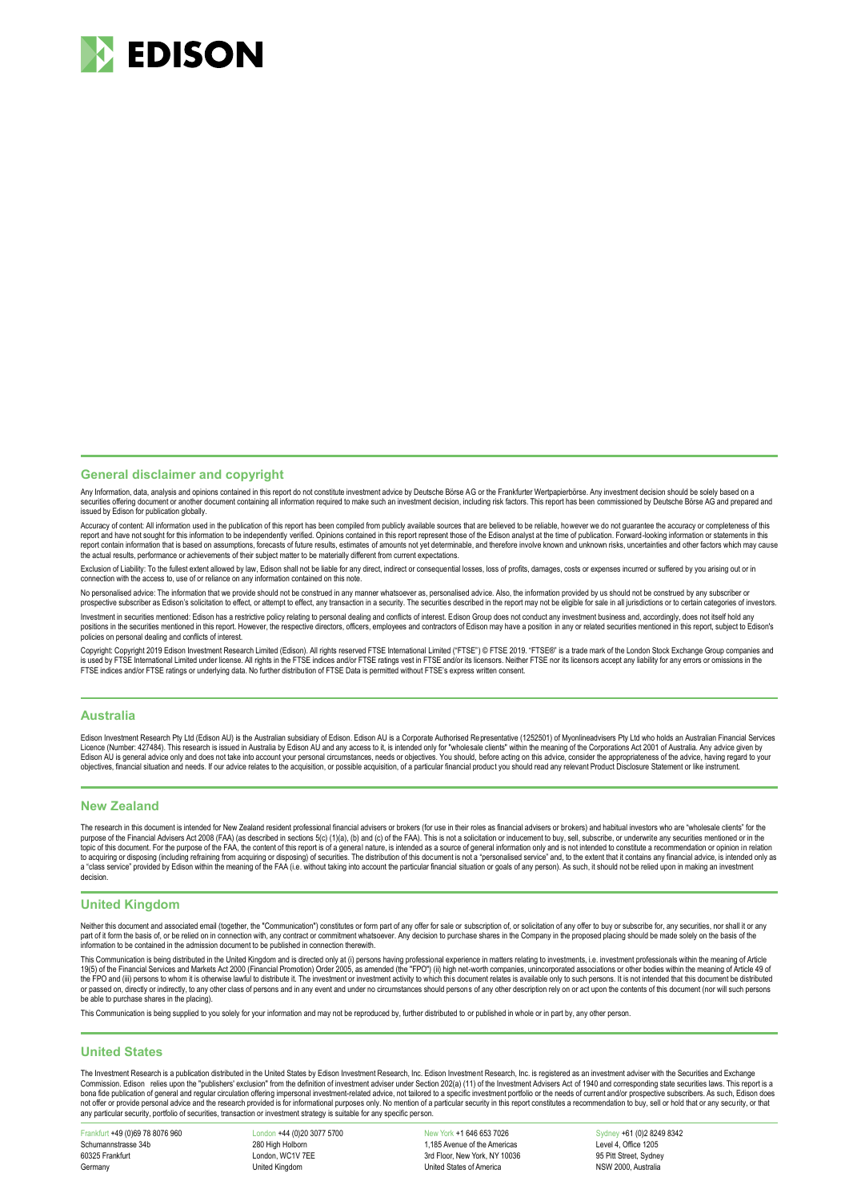# EDISON

## General disclaimer and copyright

Any Information, data, analysis and opinions contained in this report do not constitute investment advice by Deutsche Börse AG or the Frankfurter Wertpapierbörse. Any investment decision should be solely based on a securities offering document or another document containing all information required to make such an investment decision, including risk factors. This report has been commissioned by Deutsche Börse AG and prepared and issued by Edison for publication globally.

Accuracy of content: All information used in the publication of this report has been compiled from publicly available sources that are believed to be reliable, however we do not guarantee the accuracy or completeness of this report and have not sought for this information to be independently verified. Opinions contained in this report represent those of the Edison analyst at the time of publication. Forward-looking information or statements in this report contain information that is based on assumptions, forecasts of future results, estimates of amounts not yet determinable, and therefore involve known and unknown risks, uncertainties and other factors which may cause the actual results, performance or achievements of their subject matter to be materially different from current expectations.

Exclusion of Liability: To the fullest extent allowed by law, Edison shall not be liable for any direct, indirect or consequential losses, loss of profits, damages, costs or expenses incurred or suffered by you arising out or in connection with the access to, use of or reliance on any information contained on this note.

No personalised advice: The information that we provide should not be construed in any manner whatsoever as, personalised advice. Also, the information provided by us should not be construed by any subscriber or prospective subscriber as Edison's solicitation to effect, or attempt to effect, any transaction in a security. The securities described in the report may not be eligible for sale in all jurisdictions or to certain categories of investors.

Investment in securities mentioned: Edison has a restrictive policy relating to personal dealing and conflicts of interest. Edison Group does not conduct any investment business and, accordingly, does not itself hold any positions in the securities mentioned in this report. However, the respective directors, officers, employees and contractors of Edison may have a position in any or related securities mentioned in this report, subject to Edison's policies on personal dealing and conflicts of interest.

Copyright: Copyright 2019 Edison Investment Research Limited (Edison). All rights reserved FTSE International Limited ("FTSE") © FTSE 2019. "FTSE®" is a trade mark of the London Stock Exchange Group companies and is used by FTSE International Limited under license. All rights in the FTSE indices and/or FTSE ratings vest in FTSE and/or its licensors. Neither FTSE nor its licensors accept any liability for any errors or omissions in the FTSE indices and/or FTSE ratings or underlying data. No further distribution of FTSE Data is permitted without FTSE's express written consent.

## Australia

Edison Investment Research Pty Ltd (Edison AU) is the Australian subsidiary of Edison. Edison AU is a Corporate Authorised Representative (1252501) of Myonlineadvisers Pty Ltd who holds an Australian Financial Services Licence (Number: 427484). This research is issued in Australia by Edison AU and any access to it, is intended only for "wholesale clients" within the meaning of the Corporations Act 2001 of Australia. Any advice given by Edison AU is general advice only and does not take into account your personal circumstances, needs or objectives. You should, before acting on this advice, consider the appropriateness of the advice, having regard to your objectives, financial situation and needs. If our advice relates to the acquisition, or possible acquisition, of a particular financial product you should read any relevant Product Disclosure Statement or like instrument.

## New Zealand

The research in this document is intended for New Zealand resident professional financial advisers or brokers (for use in their roles as financial advisers or brokers) and habitual investors who are "wholesale clients" for the purpose of the Financial Advisers Act 2008 (FAA) (as described in sections 5(c) (1)(a), (b) and (c) of the FAA). This is not a solicitation or inducement to buy, sell, subscribe, or underwrite any securities mentioned or in the topic of this document. For the purpose of the FAA, the content of this report is of a general nature, is intended as a source of general information only and is not intended to constitute a recommendation or opinion in relation to acquiring or disposing (including refraining from acquiring or disposing) of securities. The distribution of this document is not a "personalised service" and, to the extent that it contains any financial advice, is intended only as a "class service" provided by Edison within the meaning of the FAA (i.e. without taking into account the particular financial situation or goals of any person). As such, it should not be relied upon in making an investment decision.

## United Kingdom

Neither this document and associated email (together, the "Communication") constitutes or form part of any offer for sale or subscription of, or solicitation of any offer to buy or subscribe for, any securities, nor shall it or any part of it form the basis of, or be relied on in connection with, any contract or commitment whatsoever. Any decision to purchase shares in the Company in the proposed placing should be made solely on the basis of the information to be contained in the admission document to be published in connection therewith.

This Communication is being distributed in the United Kingdom and is directed only at (i) persons having professional experience in matters relating to investments, i.e. investment professionals within the meaning of Article 19(5) of the Financial Services and Markets Act 2000 (Financial Promotion) Order 2005, as amended (the "FPO") (ii) high net-worth companies, unincorporated associations or other bodies within the meaning of Article 49 of the FPO and (iii) persons to whom it is otherwise lawful to distribute it. The investment or investment activity to which this document relates is available only to such persons. It is not intended that this document be distributed or passed on, directly or indirectly, to any other class of persons and in any event and under no circumstances should persons of any other description rely on or act upon the contents of this document (nor will such persons be able to purchase shares in the placing).

This Communication is being supplied to you solely for your information and may not be reproduced by, further distributed to or published in whole or in part by, any other person.

## United States

The Investment Research is a publication distributed in the United States by Edison Investment Research, Inc. Edison Investment Research, Inc. is registered as an investment adviser with the Securities and Exchange Commission. Edison relies upon the "publishers' exclusion" from the definition of investment adviser under Section 202(a) (11) of the Investment Advisers Act of 1940 and corresponding state securities laws. This report is a bona fide publication of general and regular circulation offering impersonal investment-related advice, not tailored to a specific investment portfolio or the needs of current and/or prospective subscribers. As such, Edison does not offer or provide personal advice and the research provided is for informational purposes only. No mention of a particular security in this report constitutes a recommendation to buy, sell or hold that or any security, or that any particular security, portfolio of securities, transaction or investment strategy is suitable for any specific person.

Frankfurt +49 (0)69 78 8076 960
Schumannstrasse 34b
60325 Frankfurt
Germany

London +44 (0)20 3077 5700
280 High Holborn
London, WC1V 7EE
United Kingdom

New York +1 646 653 7026
1,185 Avenue of the Americas
3rd Floor, New York, NY 10036
United States of America

Sydney +61 (0)2 8249 8342
Level 4, Office 1205
95 Pitt Street, Sydney
NSW 2000, Australia